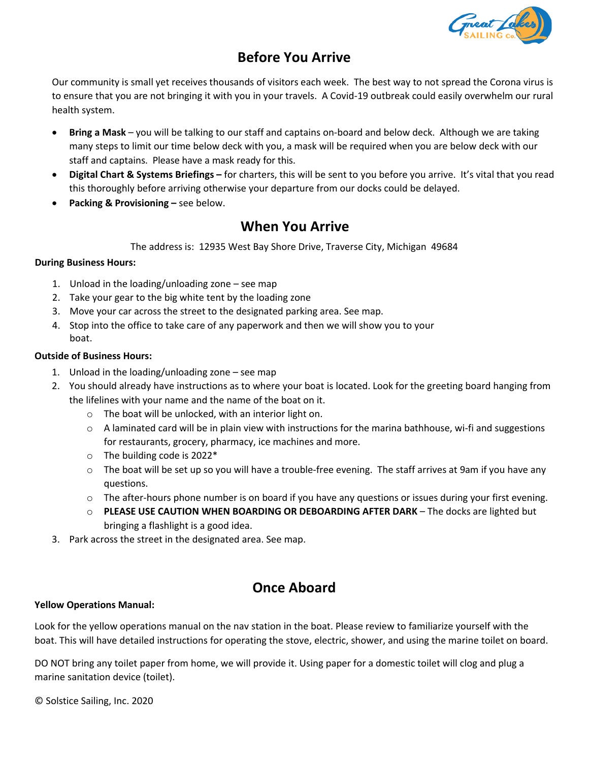# Before You Arrive

Our community is small yet receives thousands of visitors each week. The best way to not spread the Corona virus is to ensure that you are not bringing it with you in your travels. A Covid-19 outbreak could easily overwhelm our rural health system.

- **Bring a Mask** – you will be talking to our staff and captains on-board and below deck. Although we are taking many steps to limit our time below deck with you, a mask will be required when you are below deck with our staff and captains. Please have a mask ready for this.
- **Digital Chart & Systems Briefings –** for charters, this will be sent to you before you arrive. It's vital that you read this thoroughly before arriving otherwise your departure from our docks could be delayed.
- **Packing & Provisioning –** see below.

# When You Arrive

The address is: 12935 West Bay Shore Drive, Traverse City, Michigan 49684

**During Business Hours:**

1. Unload in the loading/unloading zone – see map
2. Take your gear to the big white tent by the loading zone
3. Move your car across the street to the designated parking area. See map.
4. Stop into the office to take care of any paperwork and then we will show you to your boat.

**Outside of Business Hours:**

1. Unload in the loading/unloading zone – see map
2. You should already have instructions as to where your boat is located. Look for the greeting board hanging from the lifelines with your name and the name of the boat on it.
   - The boat will be unlocked, with an interior light on.
   - A laminated card will be in plain view with instructions for the marina bathhouse, wi-fi and suggestions for restaurants, grocery, pharmacy, ice machines and more.
   - The building code is 2022*
   - The boat will be set up so you will have a trouble-free evening. The staff arrives at 9am if you have any questions.
   - The after-hours phone number is on board if you have any questions or issues during your first evening.
   - **PLEASE USE CAUTION WHEN BOARDING OR DEBOARDING AFTER DARK** – The docks are lighted but bringing a flashlight is a good idea.
3. Park across the street in the designated area. See map.

# Once Aboard

**Yellow Operations Manual:**

Look for the yellow operations manual on the nav station in the boat. Please review to familiarize yourself with the boat. This will have detailed instructions for operating the stove, electric, shower, and using the marine toilet on board.

DO NOT bring any toilet paper from home, we will provide it. Using paper for a domestic toilet will clog and plug a marine sanitation device (toilet).

© Solstice Sailing, Inc. 2020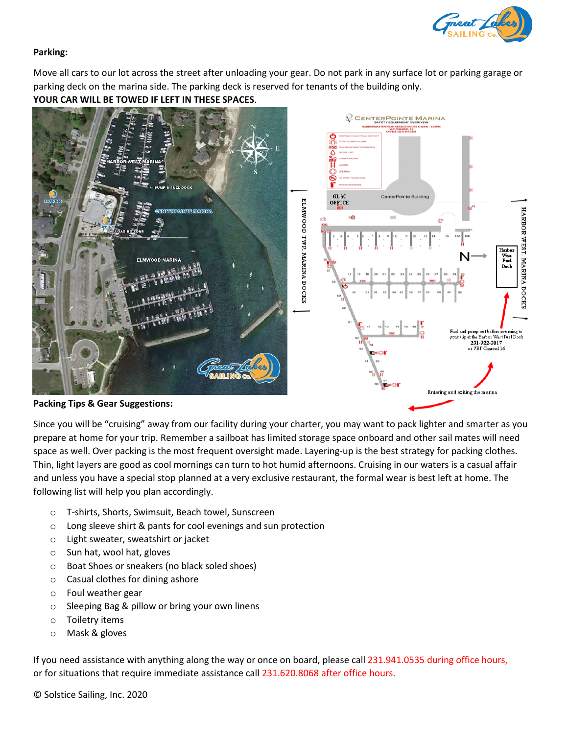**Parking:**

Move all cars to our lot across the street after unloading your gear. Do not park in any surface lot or parking garage or parking deck on the marina side. The parking deck is reserved for tenants of the building only.
**YOUR CAR WILL BE TOWED IF LEFT IN THESE SPACES**.

**Packing Tips & Gear Suggestions:**

Since you will be "cruising" away from our facility during your charter, you may want to pack lighter and smarter as you prepare at home for your trip. Remember a sailboat has limited storage space onboard and other sail mates will need space as well. Over packing is the most frequent oversight made. Layering-up is the best strategy for packing clothes. Thin, light layers are good as cool mornings can turn to hot humid afternoons. Cruising in our waters is a casual affair and unless you have a special stop planned at a very exclusive restaurant, the formal wear is best left at home. The following list will help you plan accordingly.

- T-shirts, Shorts, Swimsuit, Beach towel, Sunscreen
- Long sleeve shirt & pants for cool evenings and sun protection
- Light sweater, sweatshirt or jacket
- Sun hat, wool hat, gloves
- Boat Shoes or sneakers (no black soled shoes)
- Casual clothes for dining ashore
- Foul weather gear
- Sleeping Bag & pillow or bring your own linens
- Toiletry items
- Mask & gloves

If you need assistance with anything along the way or once on board, please call 231.941.0535 during office hours, or for situations that require immediate assistance call 231.620.8068 after office hours.

© Solstice Sailing, Inc. 2020